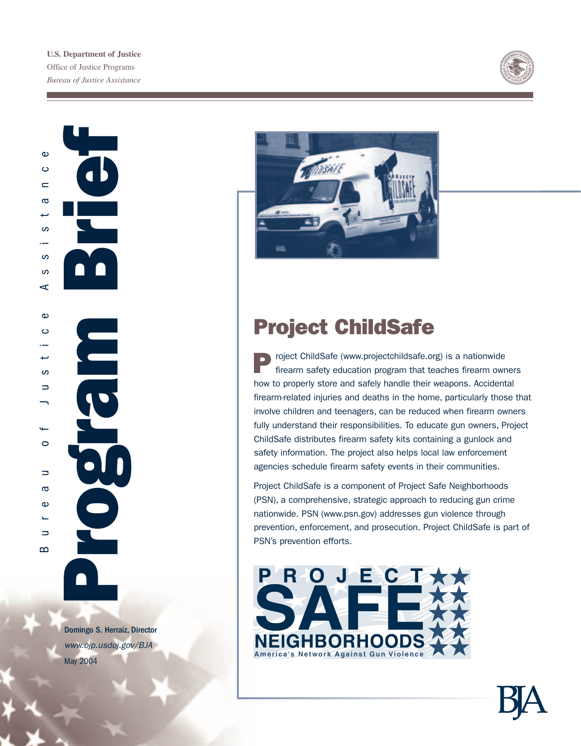**U.S. Department of Justice**
Office of Justice Programs
*Bureau of Justice Assistance*

Bureau of Justice Assistance

# Program Brief

**Domingo S. Herraiz, Director**
*www.ojp.usdoj.gov/BJA*
May 2004

## Project ChildSafe

Project ChildSafe (www.projectchildsafe.org) is a nationwide firearm safety education program that teaches firearm owners how to properly store and safely handle their weapons. Accidental firearm-related injuries and deaths in the home, particularly those that involve children and teenagers, can be reduced when firearm owners fully understand their responsibilities. To educate gun owners, Project ChildSafe distributes firearm safety kits containing a gunlock and safety information. The project also helps local law enforcement agencies schedule firearm safety events in their communities.

Project ChildSafe is a component of Project Safe Neighborhoods (PSN), a comprehensive, strategic approach to reducing gun crime nationwide. PSN (www.psn.gov) addresses gun violence through prevention, enforcement, and prosecution. Project ChildSafe is part of PSN's prevention efforts.

PROJECT SAFE NEIGHBORHOODS
America's Network Against Gun Violence

BJA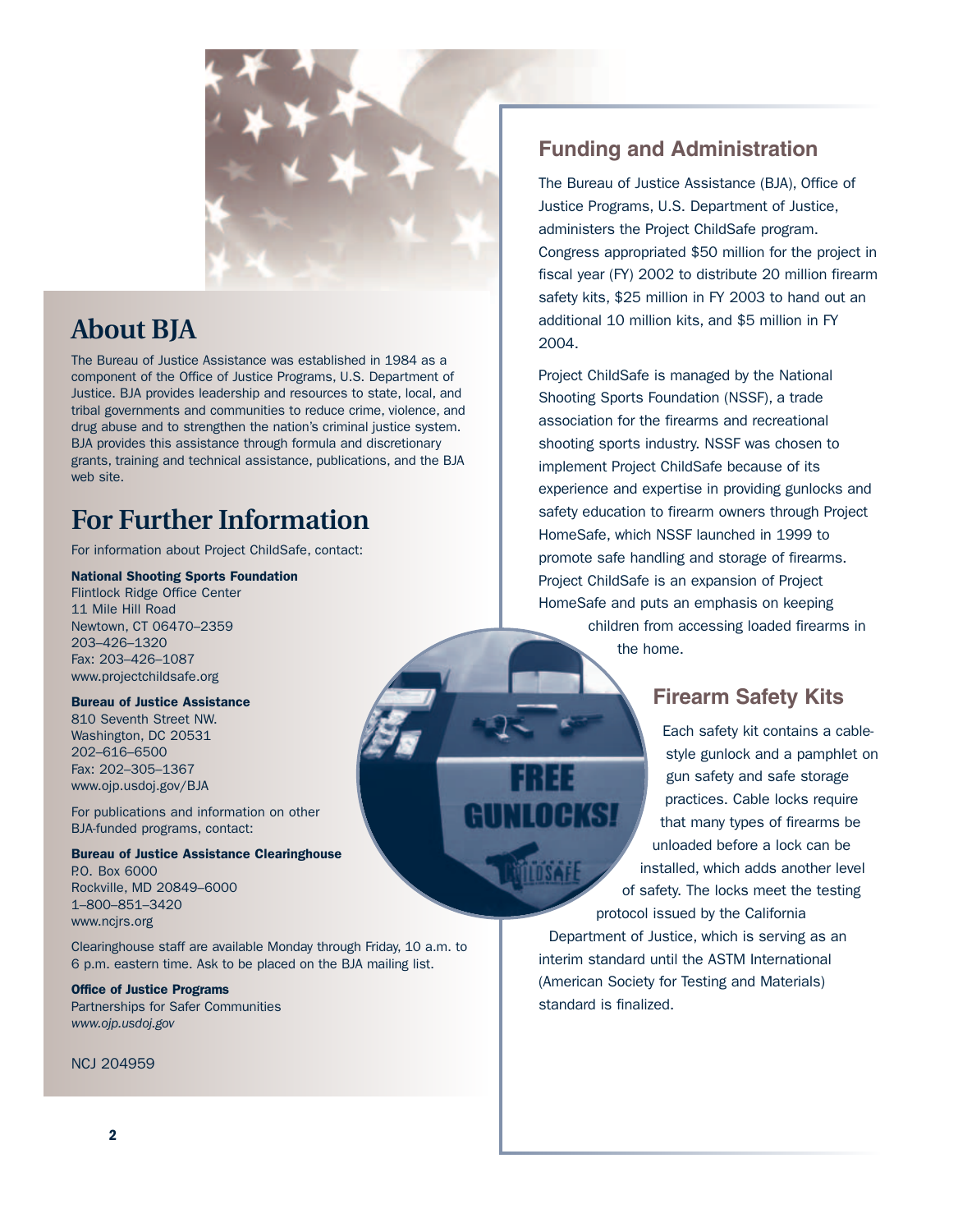## About BJA

The Bureau of Justice Assistance was established in 1984 as a component of the Office of Justice Programs, U.S. Department of Justice. BJA provides leadership and resources to state, local, and tribal governments and communities to reduce crime, violence, and drug abuse and to strengthen the nation's criminal justice system. BJA provides this assistance through formula and discretionary grants, training and technical assistance, publications, and the BJA web site.

## For Further Information

For information about Project ChildSafe, contact:

**National Shooting Sports Foundation**
Flintlock Ridge Office Center
11 Mile Hill Road
Newtown, CT 06470–2359
203–426–1320
Fax: 203–426–1087
www.projectchildsafe.org

**Bureau of Justice Assistance**
810 Seventh Street NW.
Washington, DC 20531
202–616–6500
Fax: 202–305–1367
www.ojp.usdoj.gov/BJA

For publications and information on other BJA-funded programs, contact:

**Bureau of Justice Assistance Clearinghouse**
P.O. Box 6000
Rockville, MD 20849–6000
1–800–851–3420
www.ncjrs.org

Clearinghouse staff are available Monday through Friday, 10 a.m. to 6 p.m. eastern time. Ask to be placed on the BJA mailing list.

**Office of Justice Programs**
Partnerships for Safer Communities
*www.ojp.usdoj.gov*

NCJ 204959

## Funding and Administration

The Bureau of Justice Assistance (BJA), Office of Justice Programs, U.S. Department of Justice, administers the Project ChildSafe program. Congress appropriated $50 million for the project in fiscal year (FY) 2002 to distribute 20 million firearm safety kits, $25 million in FY 2003 to hand out an additional 10 million kits, and $5 million in FY 2004.

Project ChildSafe is managed by the National Shooting Sports Foundation (NSSF), a trade association for the firearms and recreational shooting sports industry. NSSF was chosen to implement Project ChildSafe because of its experience and expertise in providing gunlocks and safety education to firearm owners through Project HomeSafe, which NSSF launched in 1999 to promote safe handling and storage of firearms. Project ChildSafe is an expansion of Project HomeSafe and puts an emphasis on keeping children from accessing loaded firearms in the home.

## Firearm Safety Kits

Each safety kit contains a cable-style gunlock and a pamphlet on gun safety and safe storage practices. Cable locks require that many types of firearms be unloaded before a lock can be installed, which adds another level of safety. The locks meet the testing protocol issued by the California Department of Justice, which is serving as an interim standard until the ASTM International (American Society for Testing and Materials) standard is finalized.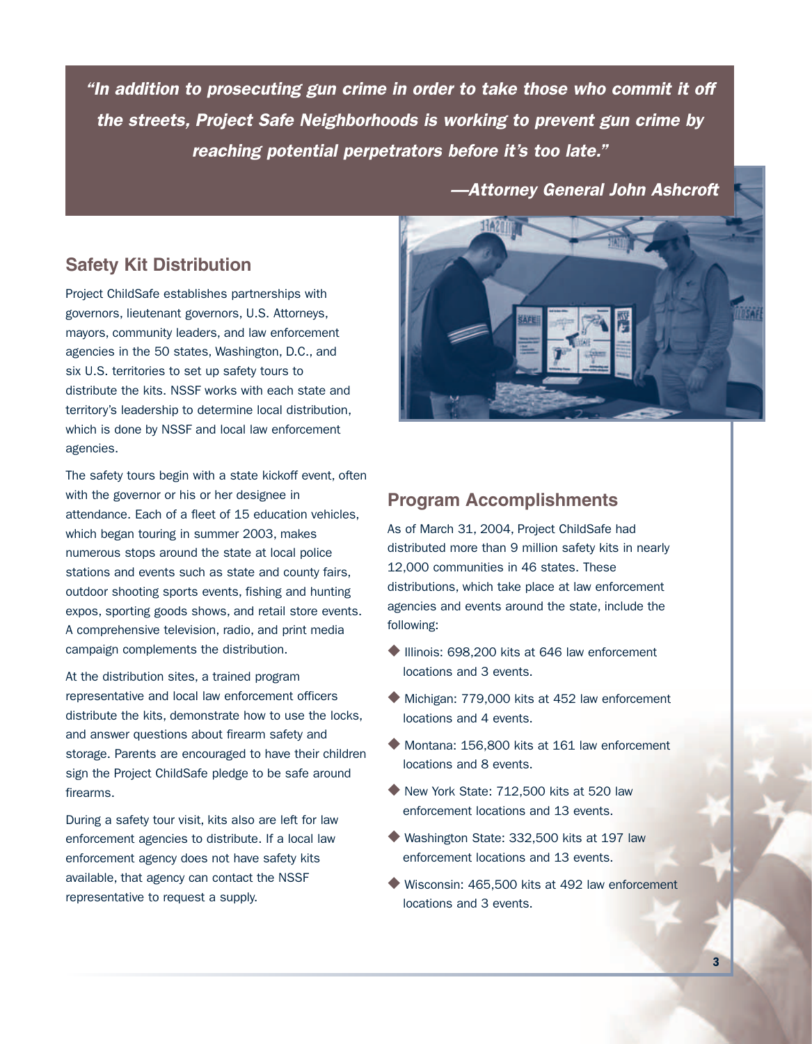***"In addition to prosecuting gun crime in order to take those who commit it off the streets, Project Safe Neighborhoods is working to prevent gun crime by reaching potential perpetrators before it's too late."***

***—Attorney General John Ashcroft***

## Safety Kit Distribution

Project ChildSafe establishes partnerships with governors, lieutenant governors, U.S. Attorneys, mayors, community leaders, and law enforcement agencies in the 50 states, Washington, D.C., and six U.S. territories to set up safety tours to distribute the kits. NSSF works with each state and territory's leadership to determine local distribution, which is done by NSSF and local law enforcement agencies.

The safety tours begin with a state kickoff event, often with the governor or his or her designee in attendance. Each of a fleet of 15 education vehicles, which began touring in summer 2003, makes numerous stops around the state at local police stations and events such as state and county fairs, outdoor shooting sports events, fishing and hunting expos, sporting goods shows, and retail store events. A comprehensive television, radio, and print media campaign complements the distribution.

At the distribution sites, a trained program representative and local law enforcement officers distribute the kits, demonstrate how to use the locks, and answer questions about firearm safety and storage. Parents are encouraged to have their children sign the Project ChildSafe pledge to be safe around firearms.

During a safety tour visit, kits also are left for law enforcement agencies to distribute. If a local law enforcement agency does not have safety kits available, that agency can contact the NSSF representative to request a supply.

## Program Accomplishments

As of March 31, 2004, Project ChildSafe had distributed more than 9 million safety kits in nearly 12,000 communities in 46 states. These distributions, which take place at law enforcement agencies and events around the state, include the following:

- Illinois: 698,200 kits at 646 law enforcement locations and 3 events.
- Michigan: 779,000 kits at 452 law enforcement locations and 4 events.
- Montana: 156,800 kits at 161 law enforcement locations and 8 events.
- New York State: 712,500 kits at 520 law enforcement locations and 13 events.
- Washington State: 332,500 kits at 197 law enforcement locations and 13 events.
- Wisconsin: 465,500 kits at 492 law enforcement locations and 3 events.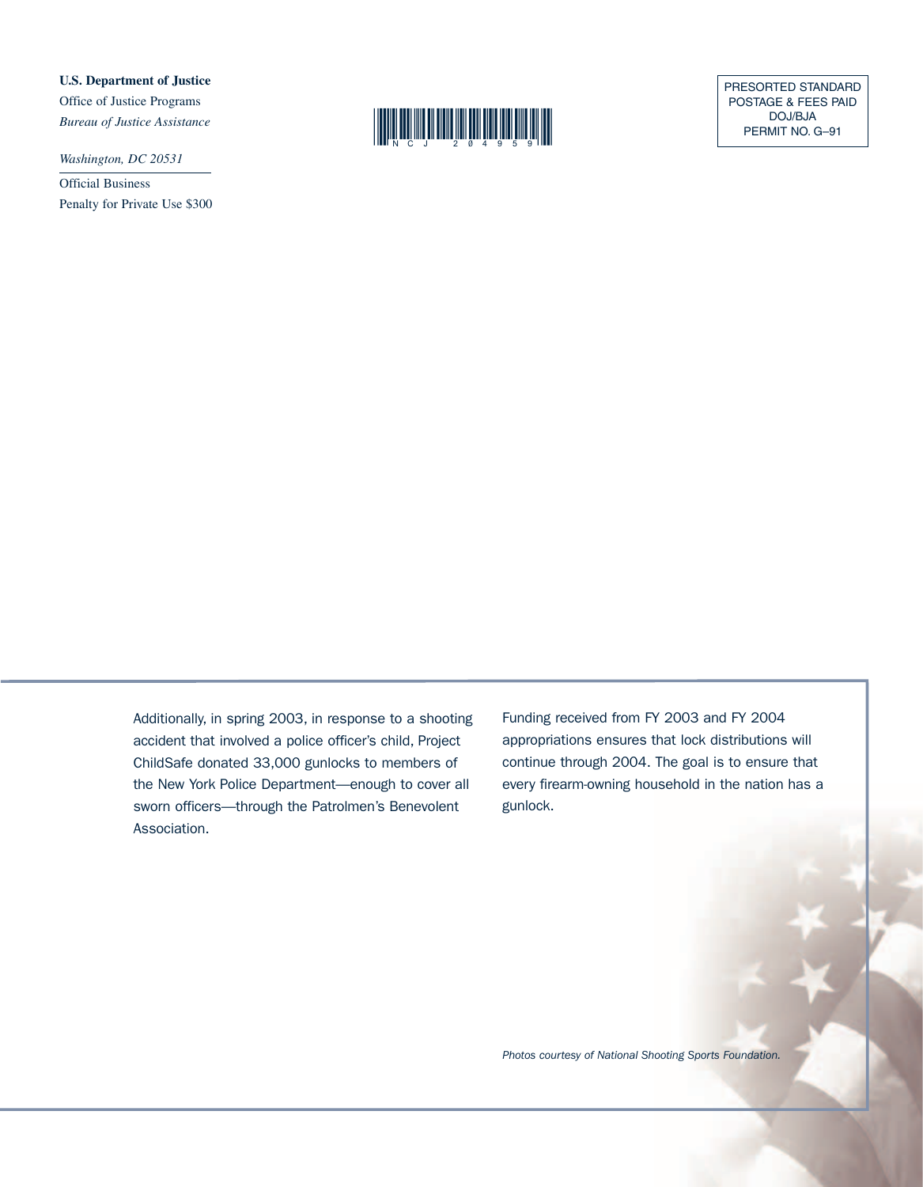**U.S. Department of Justice**

Office of Justice Programs

*Bureau of Justice Assistance*

*Washington, DC 20531*

Official Business

Penalty for Private Use $300

NCJ 204959

PRESORTED STANDARD
POSTAGE & FEES PAID
DOJ/BJA
PERMIT NO. G–91

Additionally, in spring 2003, in response to a shooting accident that involved a police officer's child, Project ChildSafe donated 33,000 gunlocks to members of the New York Police Department—enough to cover all sworn officers—through the Patrolmen's Benevolent Association.

Funding received from FY 2003 and FY 2004 appropriations ensures that lock distributions will continue through 2004. The goal is to ensure that every firearm-owning household in the nation has a gunlock.

*Photos courtesy of National Shooting Sports Foundation.*